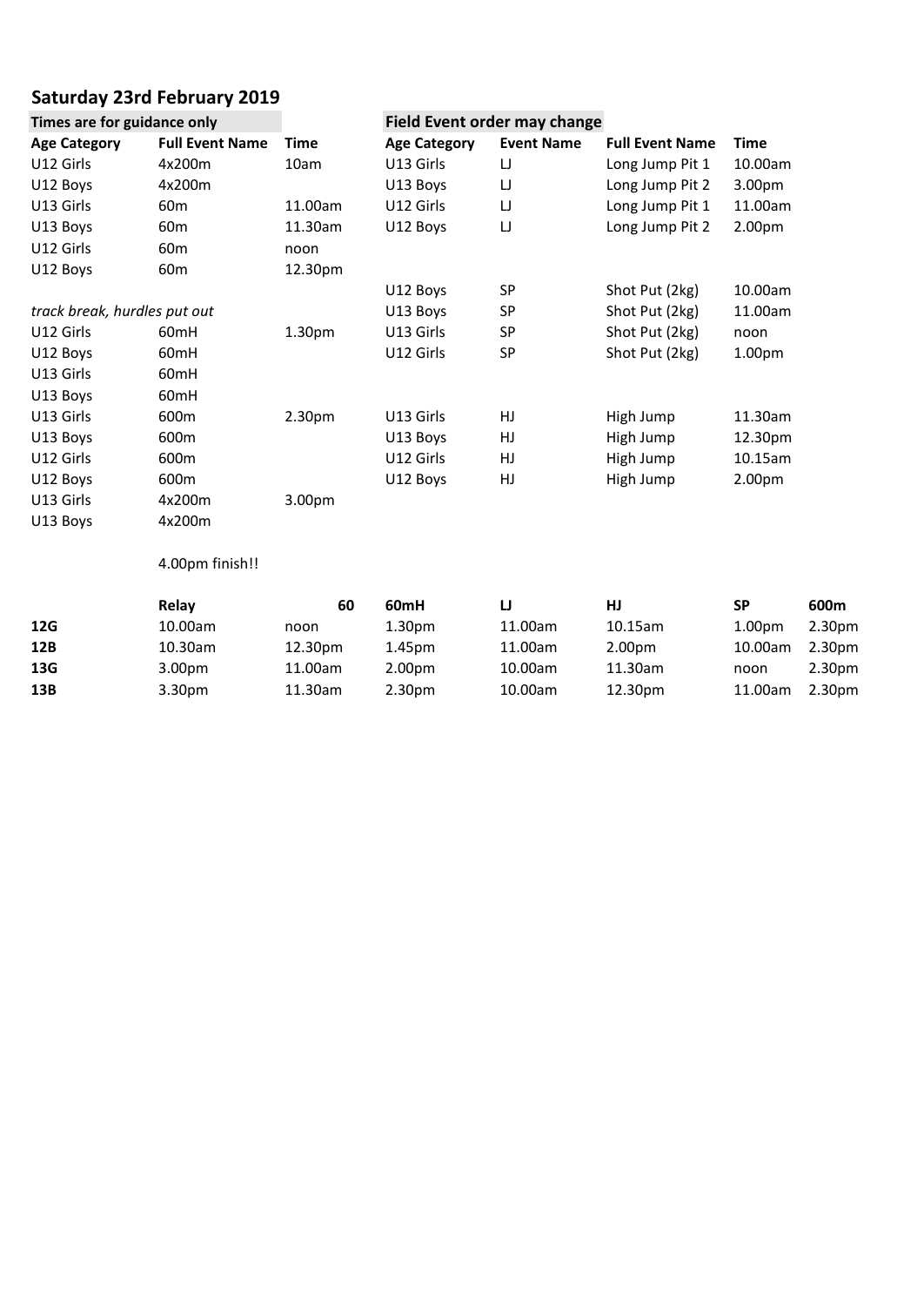# Saturday 23rd February 2019

| Times are for guidance only | | |
|---|---|---|
| **Age Category** | **Full Event Name** | **Time** |
| U12 Girls | 4x200m | 10am |
| U12 Boys | 4x200m | |
| U13 Girls | 60m | 11.00am |
| U13 Boys | 60m | 11.30am |
| U12 Girls | 60m | noon |
| U12 Boys | 60m | 12.30pm |
| *track break, hurdles put out* | | |
| U12 Girls | 60mH | 1.30pm |
| U12 Boys | 60mH | |
| U13 Girls | 60mH | |
| U13 Boys | 60mH | |
| U13 Girls | 600m | 2.30pm |
| U13 Boys | 600m | |
| U12 Girls | 600m | |
| U12 Boys | 600m | |
| U13 Girls | 4x200m | 3.00pm |
| U13 Boys | 4x200m | |
| | 4.00pm finish!! | |

| Field Event order may change | | | |
|---|---|---|---|
| **Age Category** | **Event Name** | **Full Event Name** | **Time** |
| U13 Girls | LJ | Long Jump Pit 1 | 10.00am |
| U13 Boys | LJ | Long Jump Pit 2 | 3.00pm |
| U12 Girls | LJ | Long Jump Pit 1 | 11.00am |
| U12 Boys | LJ | Long Jump Pit 2 | 2.00pm |
| | | | |
| U12 Boys | SP | Shot Put (2kg) | 10.00am |
| U13 Boys | SP | Shot Put (2kg) | 11.00am |
| U13 Girls | SP | Shot Put (2kg) | noon |
| U12 Girls | SP | Shot Put (2kg) | 1.00pm |
| | | | |
| U13 Girls | HJ | High Jump | 11.30am |
| U13 Boys | HJ | High Jump | 12.30pm |
| U12 Girls | HJ | High Jump | 10.15am |
| U12 Boys | HJ | High Jump | 2.00pm |

| | **Relay** | **60** | **60mH** | **LJ** | **HJ** | **SP** | **600m** |
|---|---|---|---|---|---|---|---|
| **12G** | 10.00am | noon | 1.30pm | 11.00am | 10.15am | 1.00pm | 2.30pm |
| **12B** | 10.30am | 12.30pm | 1.45pm | 11.00am | 2.00pm | 10.00am | 2.30pm |
| **13G** | 3.00pm | 11.00am | 2.00pm | 10.00am | 11.30am | noon | 2.30pm |
| **13B** | 3.30pm | 11.30am | 2.30pm | 10.00am | 12.30pm | 11.00am | 2.30pm |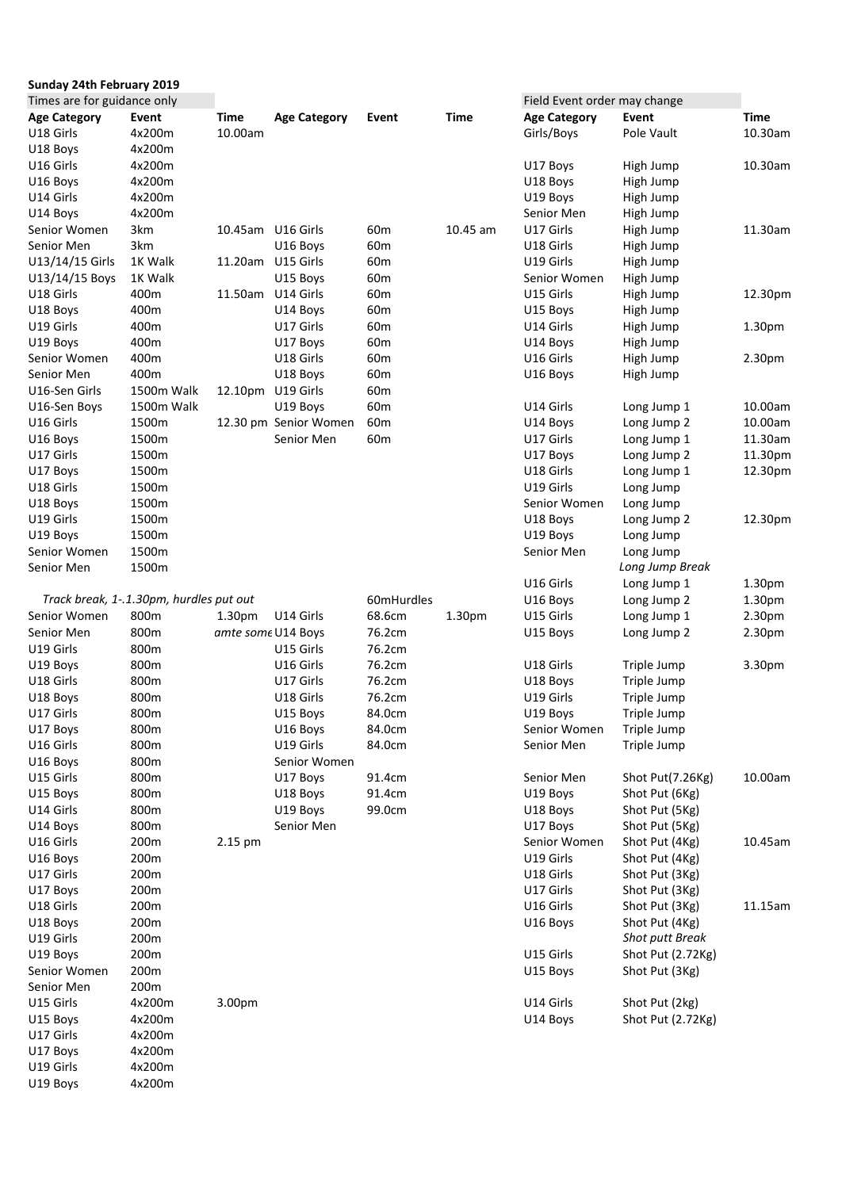**Sunday 24th February 2019**

| Times are for guidance only | | | | | | Field Event order may change | | |
|---|---|---|---|---|---|---|---|---|
| **Age Category** | **Event** | **Time** | **Age Category** | **Event** | **Time** | **Age Category** | **Event** | **Time** |
| U18 Girls | 4x200m | 10.00am | | | | Girls/Boys | Pole Vault | 10.30am |
| U18 Boys | 4x200m | | | | | | | |
| U16 Girls | 4x200m | | | | | U17 Boys | High Jump | 10.30am |
| U16 Boys | 4x200m | | | | | U18 Boys | High Jump | |
| U14 Girls | 4x200m | | | | | U19 Boys | High Jump | |
| U14 Boys | 4x200m | | | | | Senior Men | High Jump | |
| Senior Women | 3km | 10.45am | U16 Girls | 60m | 10.45 am | U17 Girls | High Jump | 11.30am |
| Senior Men | 3km | | U16 Boys | 60m | | U18 Girls | High Jump | |
| U13/14/15 Girls | 1K Walk | 11.20am | U15 Girls | 60m | | U19 Girls | High Jump | |
| U13/14/15 Boys | 1K Walk | | U15 Boys | 60m | | Senior Women | High Jump | |
| U18 Girls | 400m | 11.50am | U14 Girls | 60m | | U15 Girls | High Jump | 12.30pm |
| U18 Boys | 400m | | U14 Boys | 60m | | U15 Boys | High Jump | |
| U19 Girls | 400m | | U17 Girls | 60m | | U14 Girls | High Jump | 1.30pm |
| U19 Boys | 400m | | U17 Boys | 60m | | U14 Boys | High Jump | |
| Senior Women | 400m | | U18 Girls | 60m | | U16 Girls | High Jump | 2.30pm |
| Senior Men | 400m | | U18 Boys | 60m | | U16 Boys | High Jump | |
| U16-Sen Girls | 1500m Walk | 12.10pm | U19 Girls | 60m | | | | |
| U16-Sen Boys | 1500m Walk | | U19 Boys | 60m | | U14 Girls | Long Jump 1 | 10.00am |
| U16 Girls | 1500m | 12.30 pm | Senior Women | 60m | | U14 Boys | Long Jump 2 | 10.00am |
| U16 Boys | 1500m | | Senior Men | 60m | | U17 Girls | Long Jump 1 | 11.30am |
| U17 Girls | 1500m | | | | | U17 Boys | Long Jump 2 | 11.30pm |
| U17 Boys | 1500m | | | | | U18 Girls | Long Jump 1 | 12.30pm |
| U18 Girls | 1500m | | | | | U19 Girls | Long Jump | |
| U18 Boys | 1500m | | | | | Senior Women | Long Jump | |
| U19 Girls | 1500m | | | | | U18 Boys | Long Jump 2 | 12.30pm |
| U19 Boys | 1500m | | | | | U19 Boys | Long Jump | |
| Senior Women | 1500m | | | | | Senior Men | Long Jump | |
| Senior Men | 1500m | | | | | | *Long Jump Break* | |
| | | | | | | U16 Girls | Long Jump 1 | 1.30pm |
| *Track break, 1-.1.30pm, hurdles put out* | | | | 60mHurdles | | U16 Boys | Long Jump 2 | 1.30pm |
| Senior Women | 800m | 1.30pm | U14 Girls | 68.6cm | 1.30pm | U15 Girls | Long Jump 1 | 2.30pm |
| Senior Men | 800m | *amte some* | U14 Boys | 76.2cm | | U15 Boys | Long Jump 2 | 2.30pm |
| U19 Girls | 800m | | U15 Girls | 76.2cm | | | | |
| U19 Boys | 800m | | U16 Girls | 76.2cm | | U18 Girls | Triple Jump | 3.30pm |
| U18 Girls | 800m | | U17 Girls | 76.2cm | | U18 Boys | Triple Jump | |
| U18 Boys | 800m | | U18 Girls | 76.2cm | | U19 Girls | Triple Jump | |
| U17 Girls | 800m | | U15 Boys | 84.0cm | | U19 Boys | Triple Jump | |
| U17 Boys | 800m | | U16 Boys | 84.0cm | | Senior Women | Triple Jump | |
| U16 Girls | 800m | | U19 Girls | 84.0cm | | Senior Men | Triple Jump | |
| U16 Boys | 800m | | Senior Women | | | | | |
| U15 Girls | 800m | | U17 Boys | 91.4cm | | Senior Men | Shot Put(7.26Kg) | 10.00am |
| U15 Boys | 800m | | U18 Boys | 91.4cm | | U19 Boys | Shot Put (6Kg) | |
| U14 Girls | 800m | | U19 Boys | 99.0cm | | U18 Boys | Shot Put (5Kg) | |
| U14 Boys | 800m | | Senior Men | | | U17 Boys | Shot Put (5Kg) | |
| U16 Girls | 200m | 2.15 pm | | | | Senior Women | Shot Put (4Kg) | 10.45am |
| U16 Boys | 200m | | | | | U19 Girls | Shot Put (4Kg) | |
| U17 Girls | 200m | | | | | U18 Girls | Shot Put (3Kg) | |
| U17 Boys | 200m | | | | | U17 Girls | Shot Put (3Kg) | |
| U18 Girls | 200m | | | | | U16 Girls | Shot Put (3Kg) | 11.15am |
| U18 Boys | 200m | | | | | U16 Boys | Shot Put (4Kg) | |
| U19 Girls | 200m | | | | | | *Shot putt Break* | |
| U19 Boys | 200m | | | | | U15 Girls | Shot Put (2.72Kg) | |
| Senior Women | 200m | | | | | U15 Boys | Shot Put (3Kg) | |
| Senior Men | 200m | | | | | | | |
| U15 Girls | 4x200m | 3.00pm | | | | U14 Girls | Shot Put (2kg) | |
| U15 Boys | 4x200m | | | | | U14 Boys | Shot Put (2.72Kg) | |
| U17 Girls | 4x200m | | | | | | | |
| U17 Boys | 4x200m | | | | | | | |
| U19 Girls | 4x200m | | | | | | | |
| U19 Boys | 4x200m | | | | | | | |